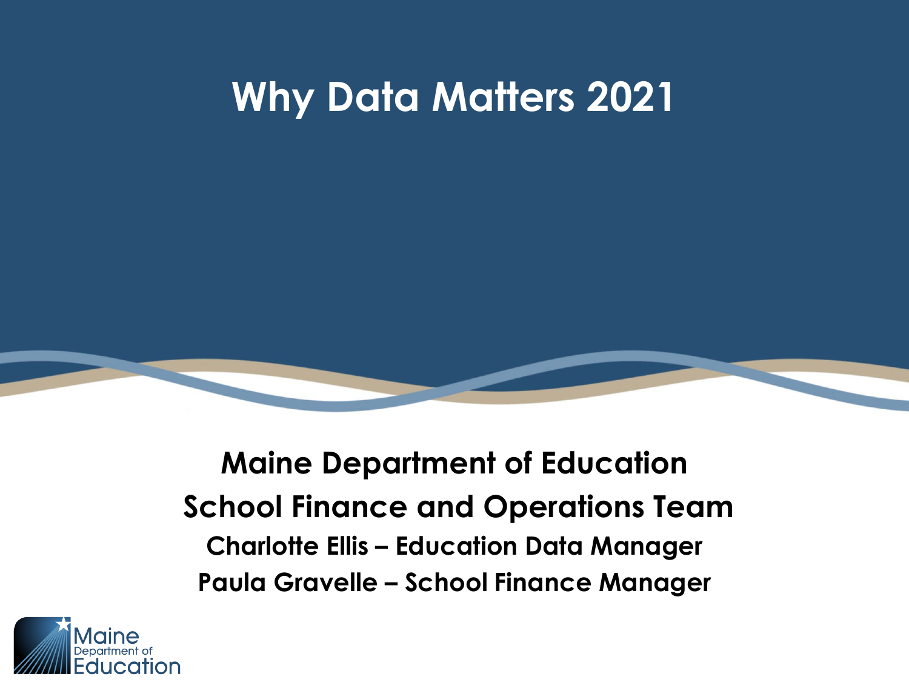# Why Data Matters 2021

**Maine Department of Education**

**School Finance and Operations Team**

**Charlotte Ellis – Education Data Manager**

**Paula Gravelle – School Finance Manager**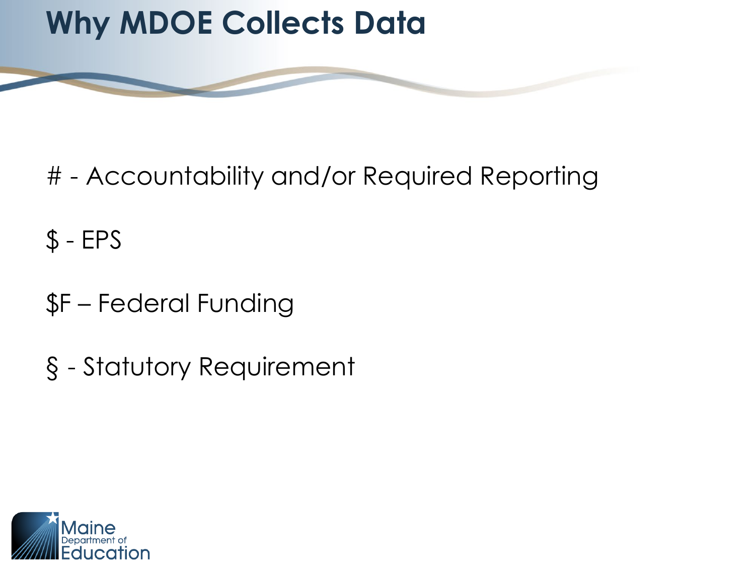# Why MDOE Collects Data

# - Accountability and/or Required Reporting

$ - EPS

$F – Federal Funding

§ - Statutory Requirement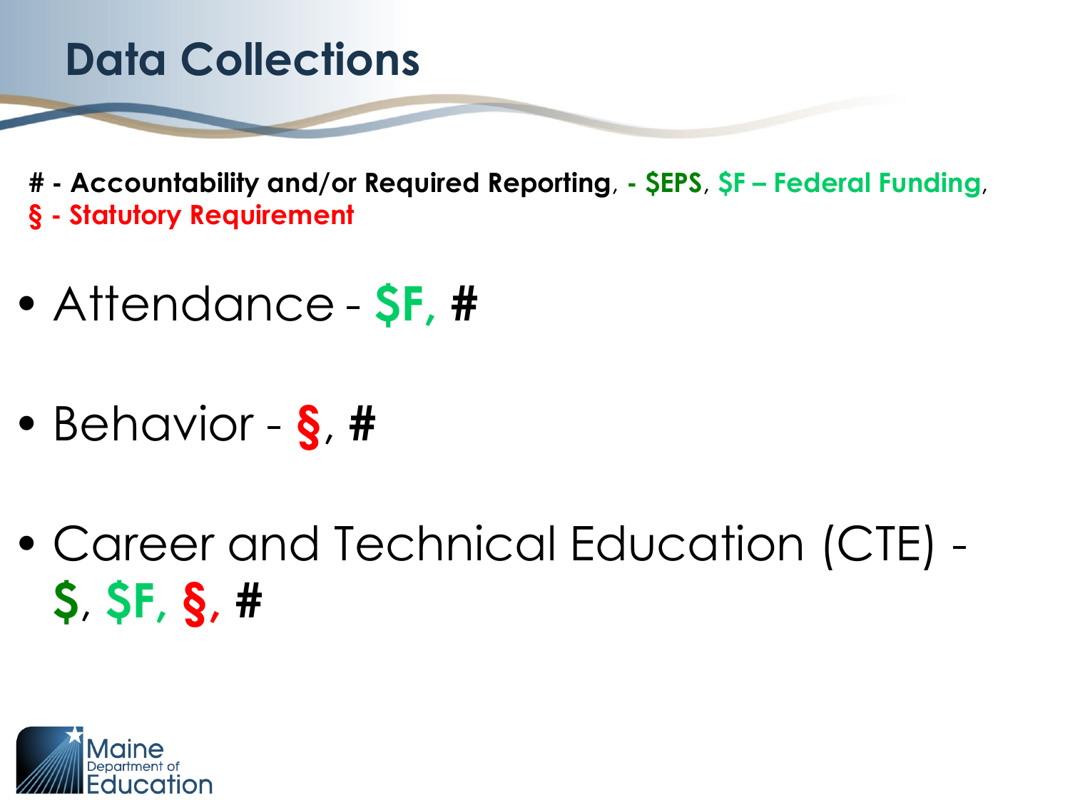# Data Collections

**# - Accountability and/or Required Reporting**, **- $EPS**, **$F – Federal Funding**,
**§ - Statutory Requirement**

- Attendance - **$F, #**
- Behavior - **§**, **#**
- Career and Technical Education (CTE) - **$**, **$F, §, #**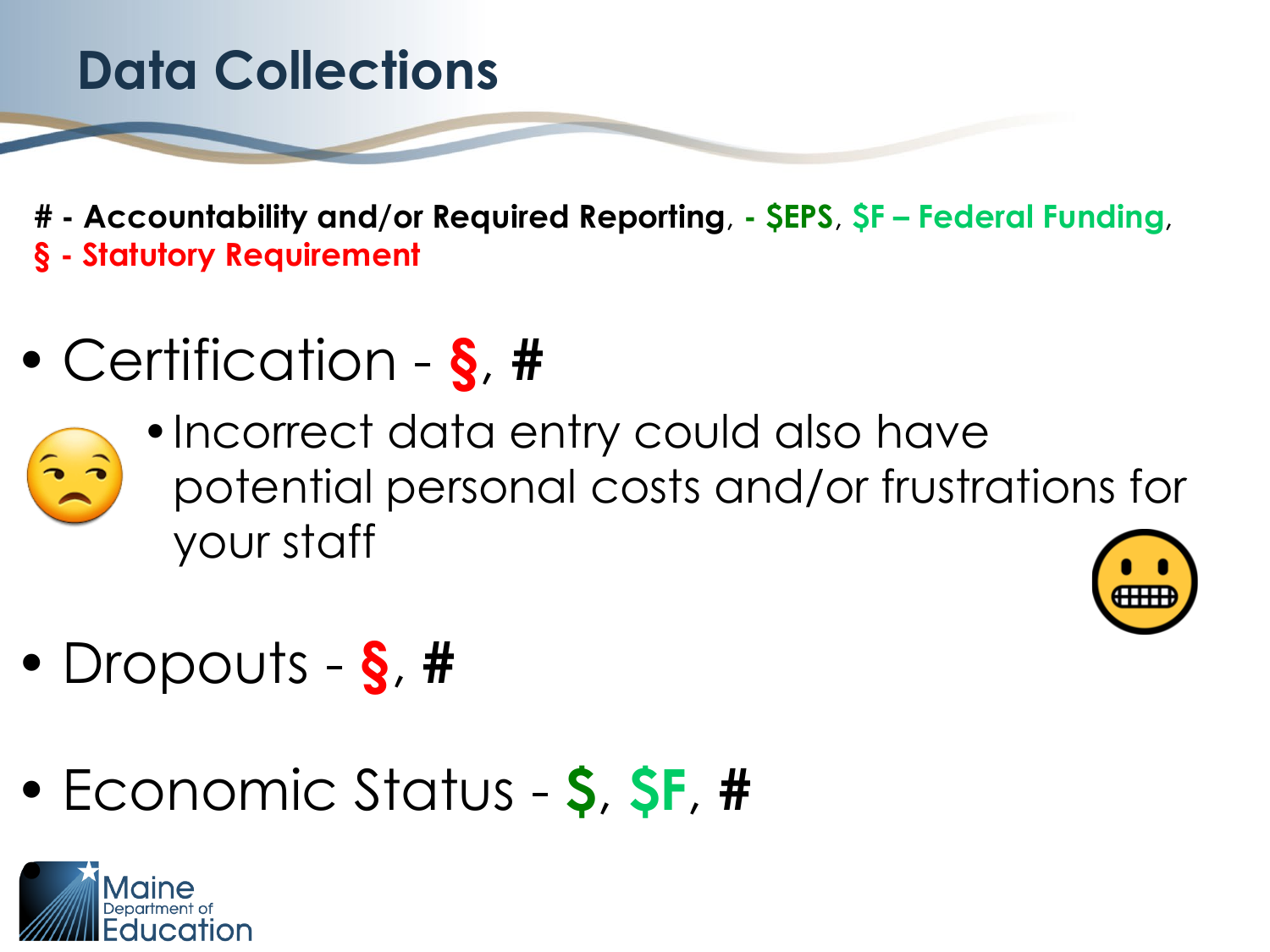# Data Collections

**# - Accountability and/or Required Reporting**, **- $EPS**, **$F – Federal Funding**,
**§ - Statutory Requirement**

- Certification - **§**, **#**
  - Incorrect data entry could also have potential personal costs and/or frustrations for your staff
- Dropouts - **§**, **#**
- Economic Status - **$**, **$F**, **#**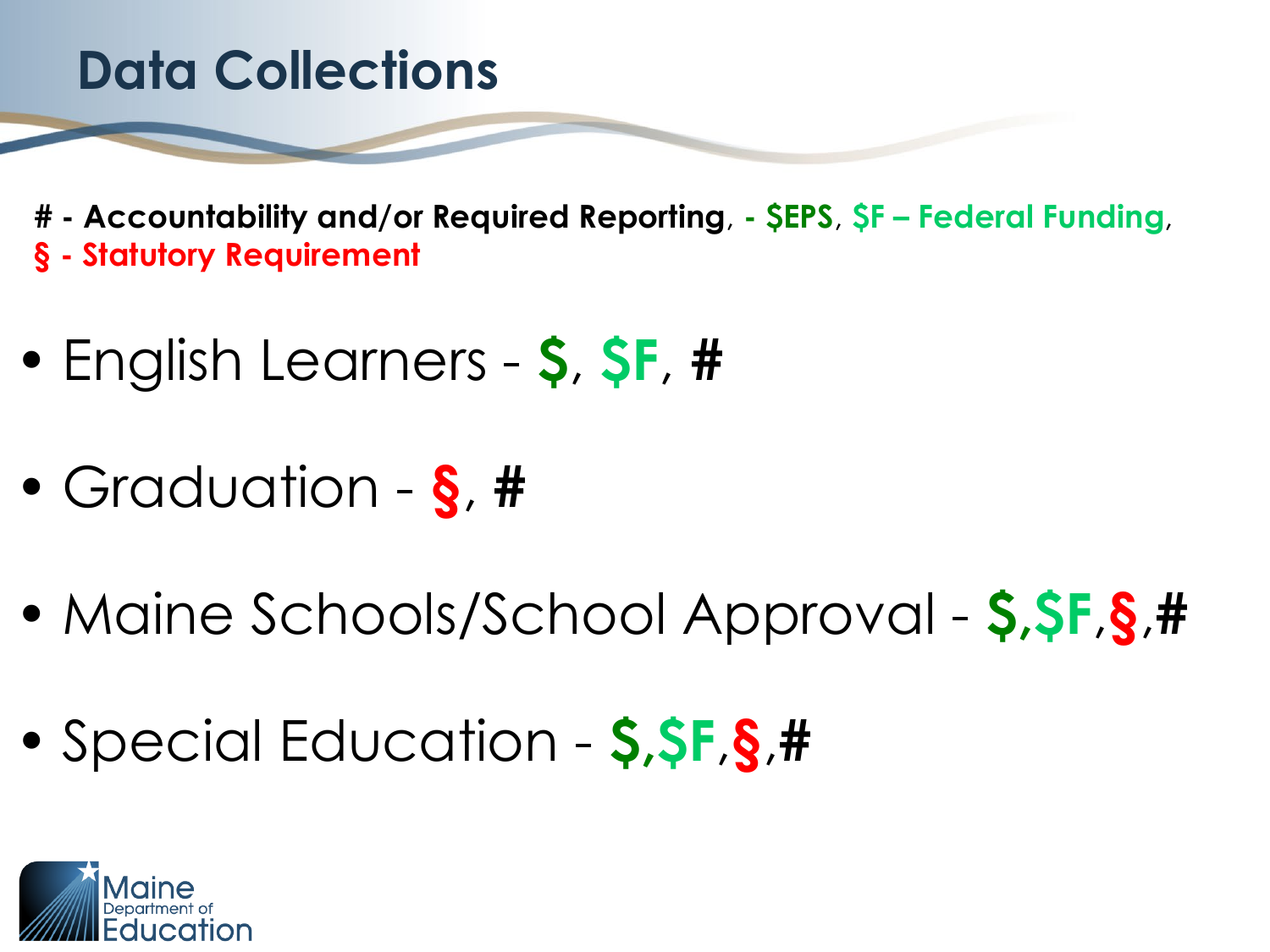# Data Collections

**# - Accountability and/or Required Reporting**, **- $EPS**, **$F – Federal Funding**, **§ - Statutory Requirement**

- English Learners - **$**, **$F**, **#**
- Graduation - **§**, **#**
- Maine Schools/School Approval - **$**,**$F**,**§**,**#**
- Special Education - **$**,**$F**,**§**,**#**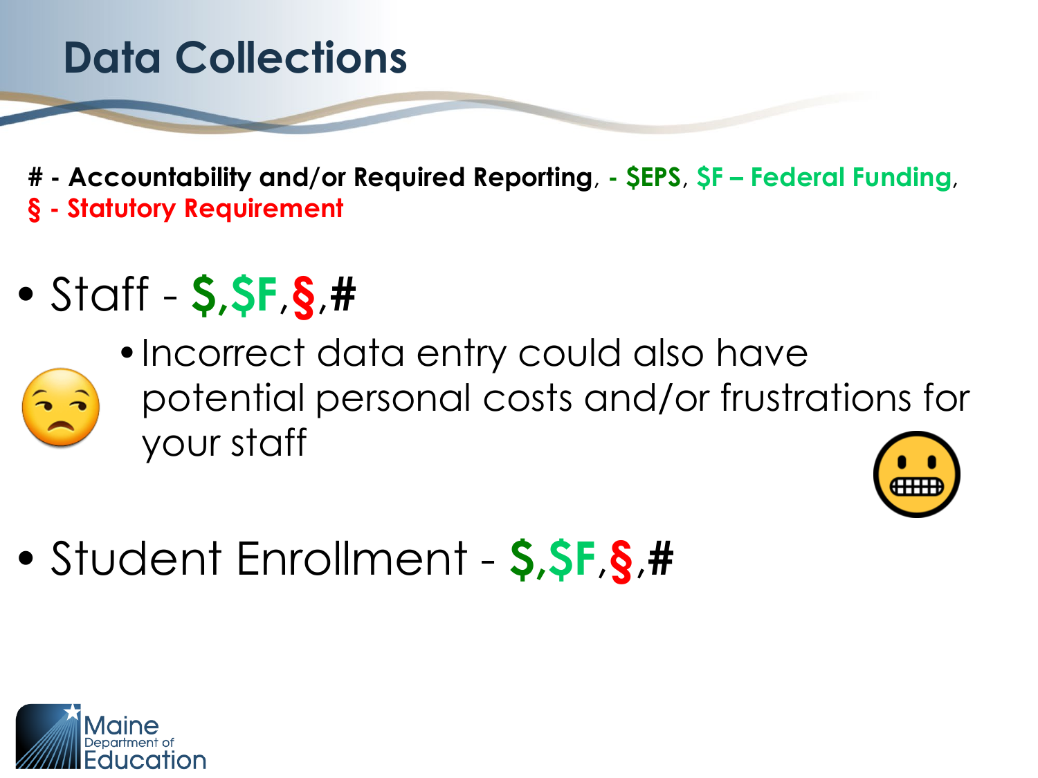# Data Collections

**# - Accountability and/or Required Reporting**, **- $EPS**, **$F – Federal Funding**, **§ - Statutory Requirement**

- Staff - **$,$F,§,#**
  - Incorrect data entry could also have potential personal costs and/or frustrations for your staff
- Student Enrollment - **$,$F,§,#**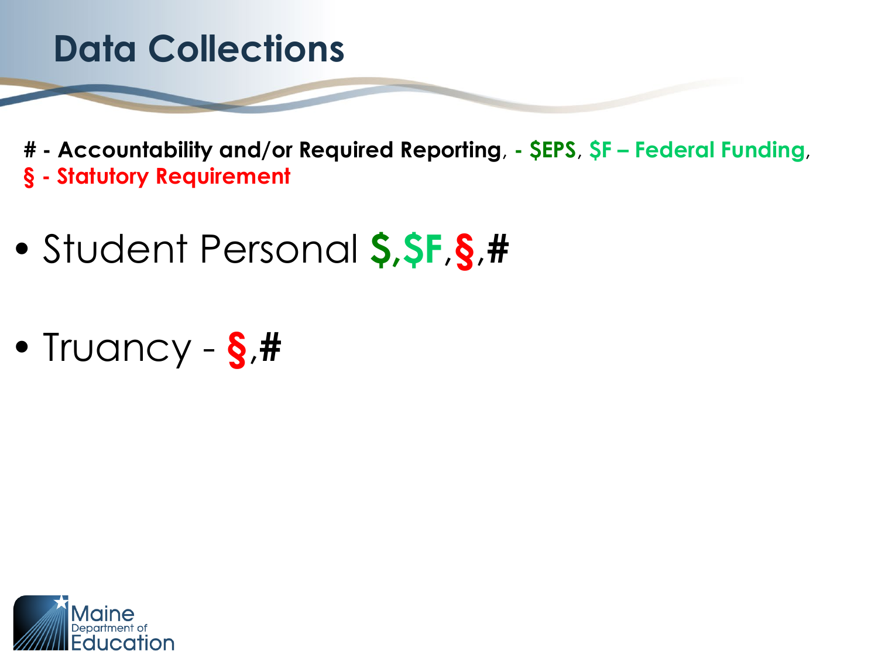# Data Collections

**# - Accountability and/or Required Reporting**, **- $EPS**, **$F – Federal Funding**, **§ - Statutory Requirement**

- Student Personal **$**,**$F**,**§**,**#**
- Truancy - **§**,**#**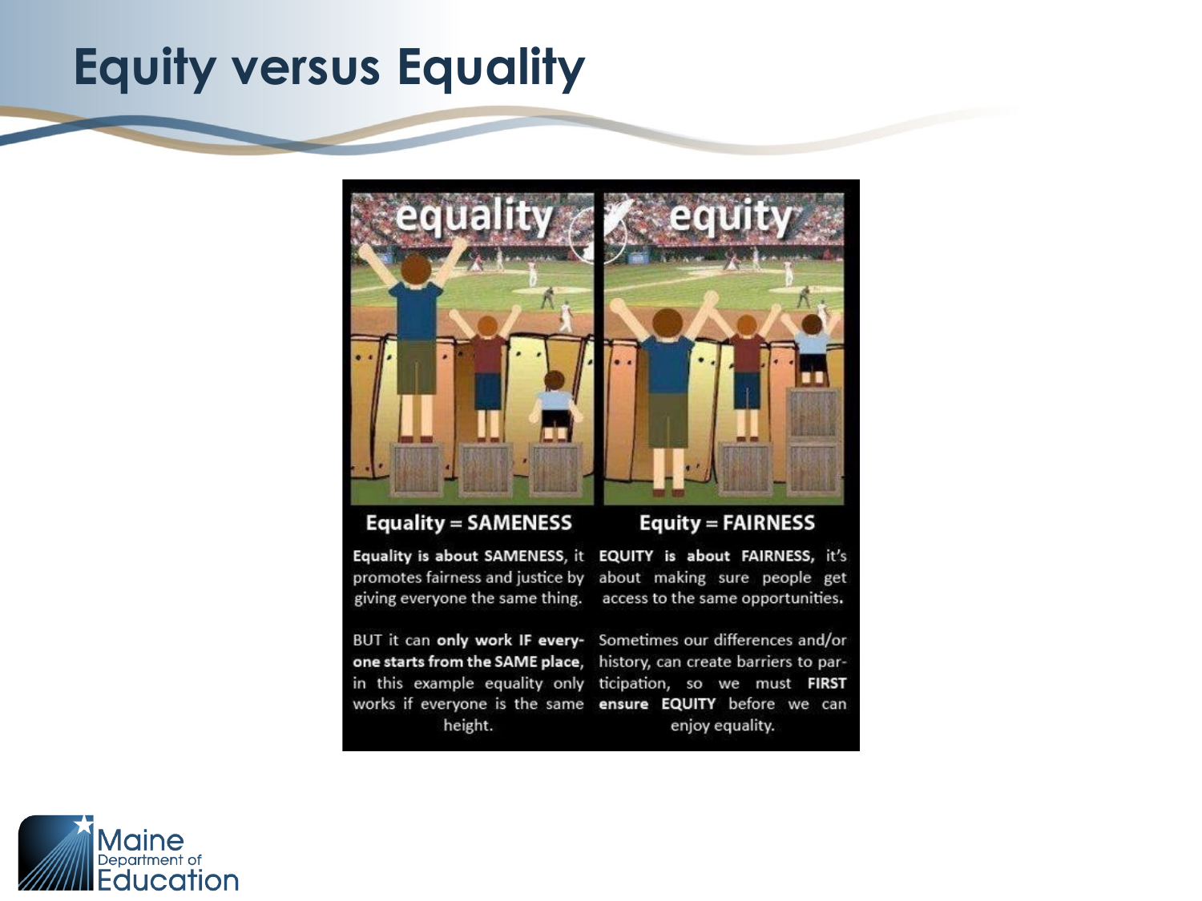# Equity versus Equality

equality | equity

**Equality = SAMENESS**

**Equality is about SAMENESS**, it promotes fairness and justice by giving everyone the same thing.

BUT it can **only work IF everyone starts from the SAME place**, in this example equality only works if everyone is the same height.

**Equity = FAIRNESS**

**EQUITY is about FAIRNESS,** it's about making sure people get access to the same opportunities.

Sometimes our differences and/or history, can create barriers to participation, so we must **FIRST ensure EQUITY** before we can enjoy equality.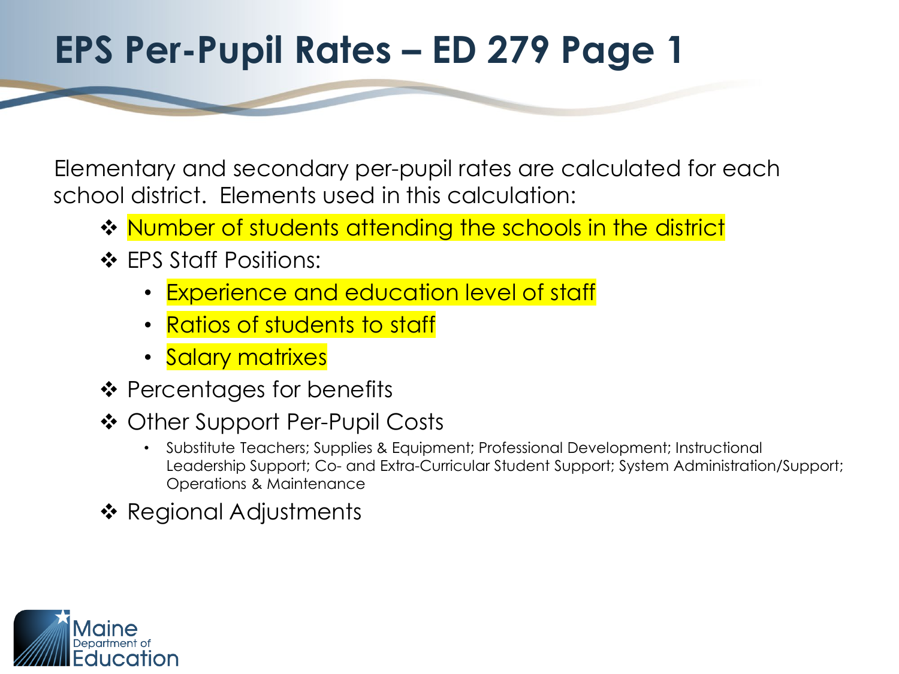# EPS Per-Pupil Rates – ED 279 Page 1

Elementary and secondary per-pupil rates are calculated for each school district. Elements used in this calculation:

- Number of students attending the schools in the district
- EPS Staff Positions:
  - Experience and education level of staff
  - Ratios of students to staff
  - Salary matrixes
- Percentages for benefits
- Other Support Per-Pupil Costs
  - Substitute Teachers; Supplies & Equipment; Professional Development; Instructional Leadership Support; Co- and Extra-Curricular Student Support; System Administration/Support; Operations & Maintenance
- Regional Adjustments

Maine Department of Education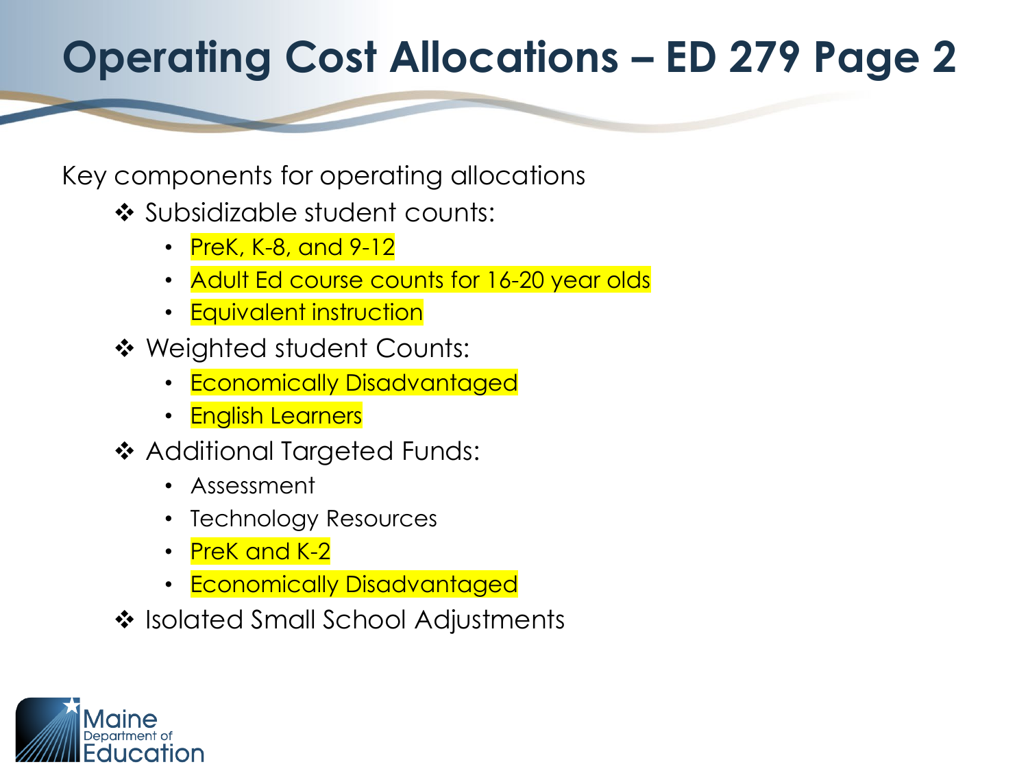# Operating Cost Allocations – ED 279 Page 2

Key components for operating allocations

- Subsidizable student counts:
  - PreK, K-8, and 9-12
  - Adult Ed course counts for 16-20 year olds
  - Equivalent instruction
- Weighted student Counts:
  - Economically Disadvantaged
  - English Learners
- Additional Targeted Funds:
  - Assessment
  - Technology Resources
  - PreK and K-2
  - Economically Disadvantaged
- Isolated Small School Adjustments

Maine Department of Education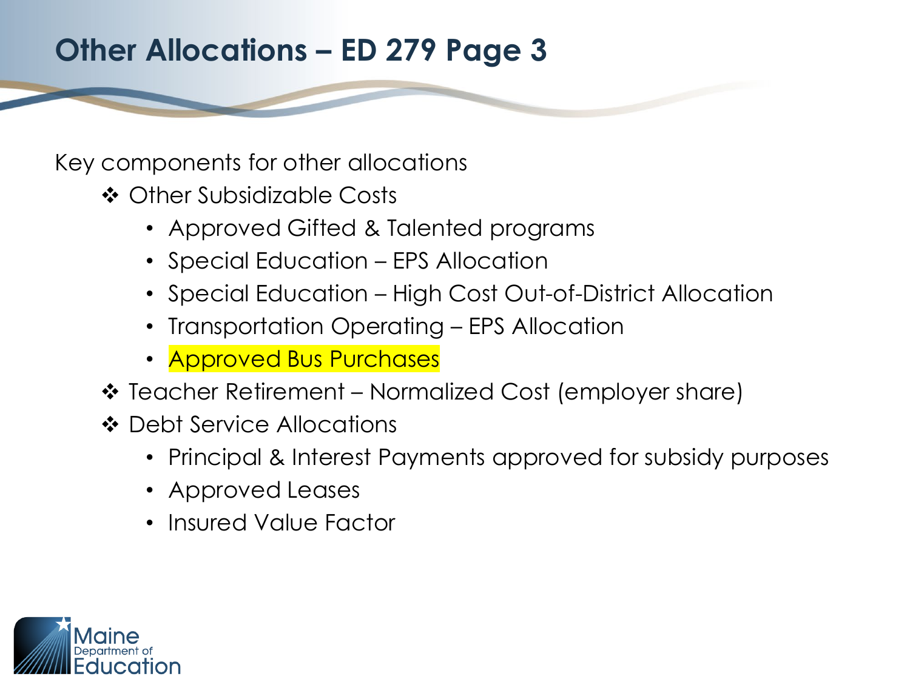# Other Allocations – ED 279 Page 3

Key components for other allocations

- ❖ Other Subsidizable Costs
  - Approved Gifted & Talented programs
  - Special Education – EPS Allocation
  - Special Education – High Cost Out-of-District Allocation
  - Transportation Operating – EPS Allocation
  - Approved Bus Purchases
- ❖ Teacher Retirement – Normalized Cost (employer share)
- ❖ Debt Service Allocations
  - Principal & Interest Payments approved for subsidy purposes
  - Approved Leases
  - Insured Value Factor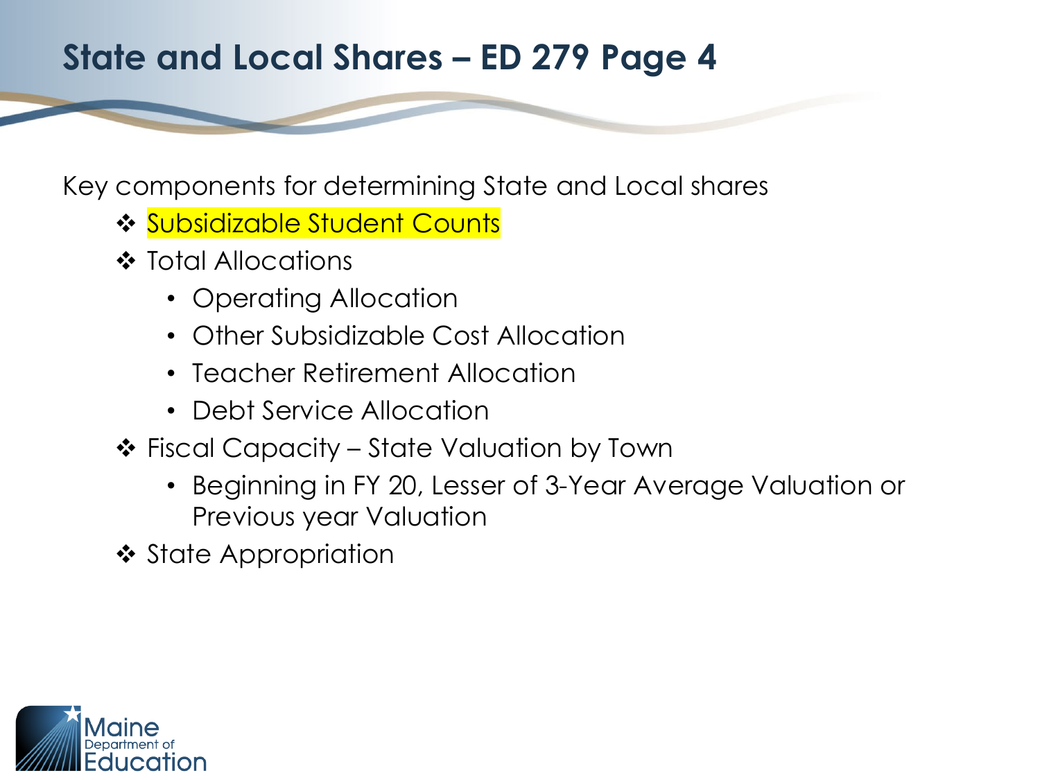# State and Local Shares – ED 279 Page 4

Key components for determining State and Local shares

- Subsidizable Student Counts
- Total Allocations
  - Operating Allocation
  - Other Subsidizable Cost Allocation
  - Teacher Retirement Allocation
  - Debt Service Allocation
- Fiscal Capacity – State Valuation by Town
  - Beginning in FY 20, Lesser of 3-Year Average Valuation or Previous year Valuation
- State Appropriation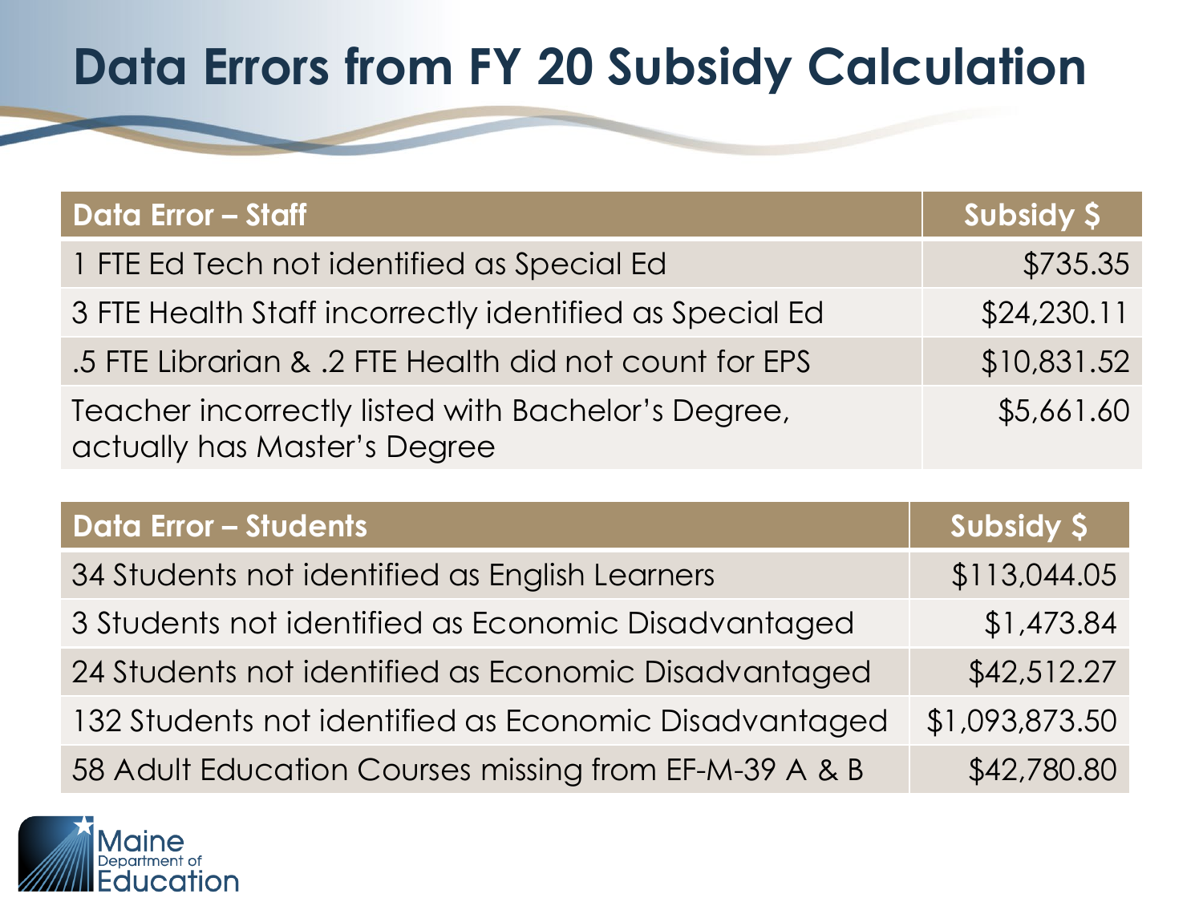# Data Errors from FY 20 Subsidy Calculation

| Data Error – Staff | Subsidy $ |
|---|---|
| 1 FTE Ed Tech not identified as Special Ed | $735.35 |
| 3 FTE Health Staff incorrectly identified as Special Ed | $24,230.11 |
| .5 FTE Librarian & .2 FTE Health did not count for EPS | $10,831.52 |
| Teacher incorrectly listed with Bachelor's Degree, actually has Master's Degree | $5,661.60 |

| Data Error – Students | Subsidy $ |
|---|---|
| 34 Students not identified as English Learners | $113,044.05 |
| 3 Students not identified as Economic Disadvantaged | $1,473.84 |
| 24 Students not identified as Economic Disadvantaged | $42,512.27 |
| 132 Students not identified as Economic Disadvantaged | $1,093,873.50 |
| 58 Adult Education Courses missing from EF-M-39 A & B | $42,780.80 |

Maine Department of Education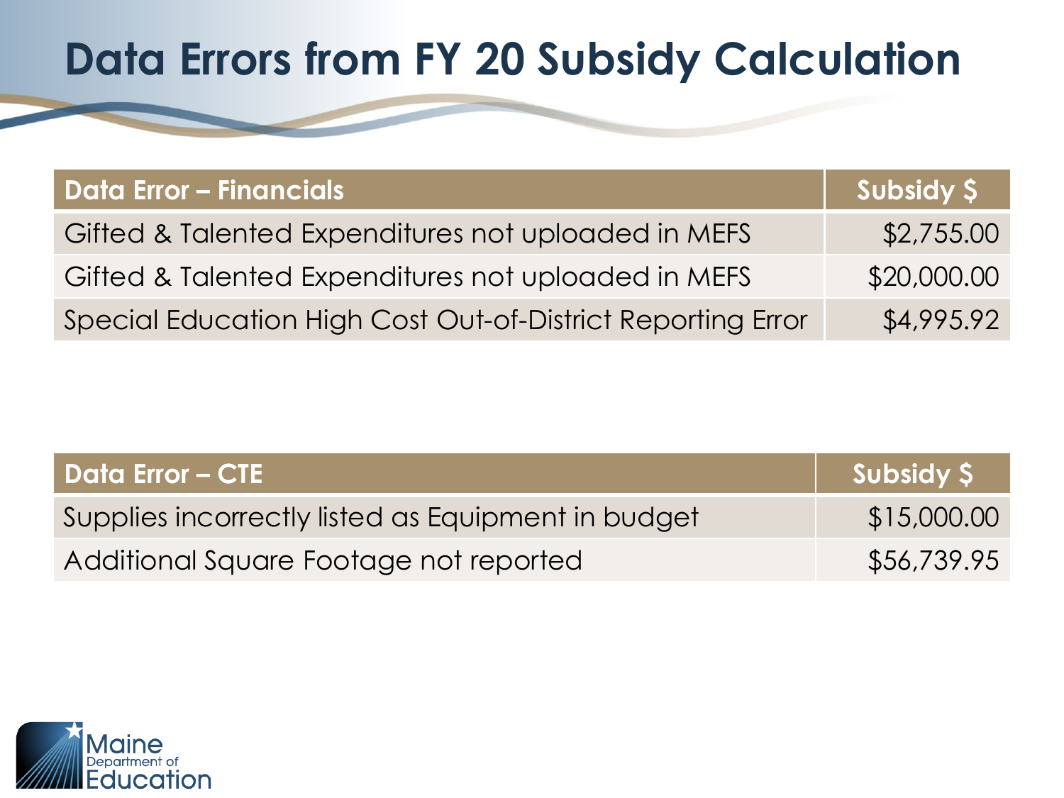# Data Errors from FY 20 Subsidy Calculation

| Data Error – Financials | Subsidy $ |
| --- | --- |
| Gifted & Talented Expenditures not uploaded in MEFS | $2,755.00 |
| Gifted & Talented Expenditures not uploaded in MEFS | $20,000.00 |
| Special Education High Cost Out-of-District Reporting Error | $4,995.92 |

| Data Error – CTE | Subsidy $ |
| --- | --- |
| Supplies incorrectly listed as Equipment in budget | $15,000.00 |
| Additional Square Footage not reported | $56,739.95 |

Maine Department of Education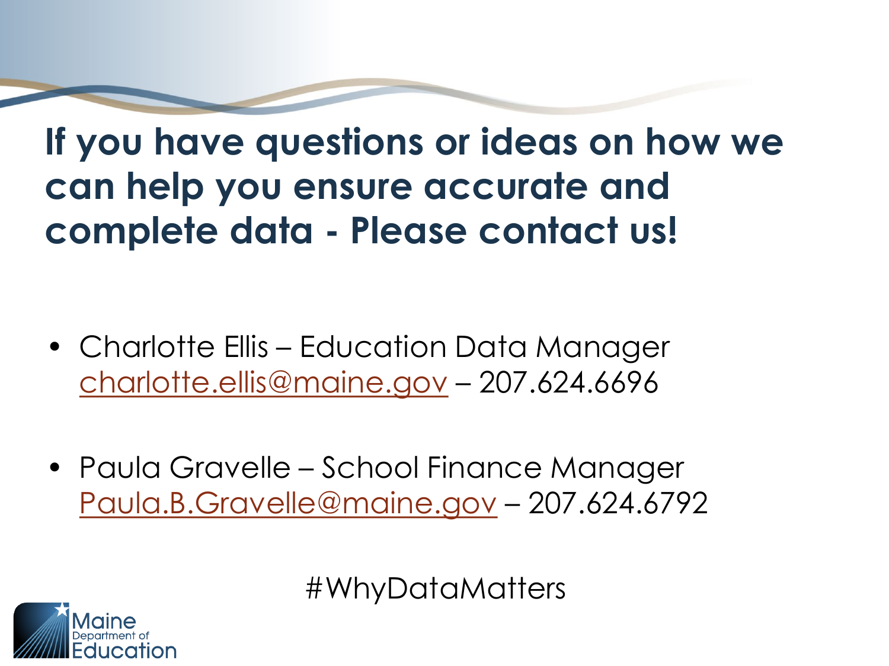# If you have questions or ideas on how we can help you ensure accurate and complete data - Please contact us!

- Charlotte Ellis – Education Data Manager
  charlotte.ellis@maine.gov – 207.624.6696

- Paula Gravelle – School Finance Manager
  Paula.B.Gravelle@maine.gov – 207.624.6792

#WhyDataMatters

Maine Department of Education